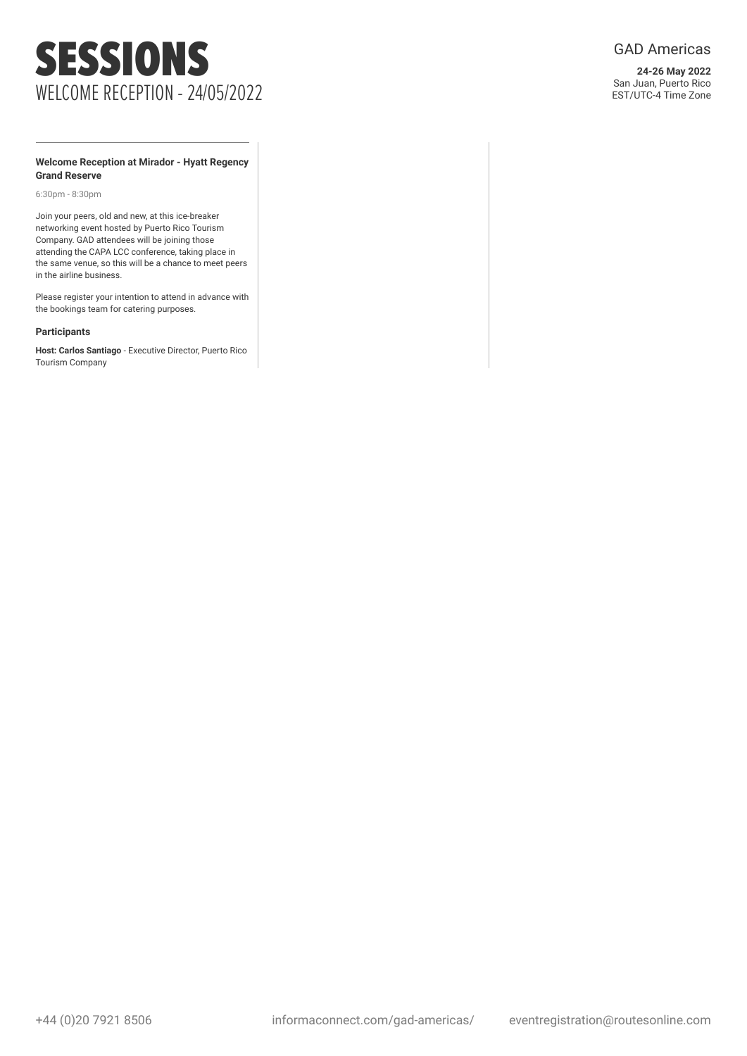# SESSIONS

## WELCOME RECEPTION - 24/05/2022

GAD Americas

**24-26 May 2022**
San Juan, Puerto Rico
EST/UTC-4 Time Zone

### Welcome Reception at Mirador - Hyatt Regency Grand Reserve

6:30pm - 8:30pm

Join your peers, old and new, at this ice-breaker networking event hosted by Puerto Rico Tourism Company. GAD attendees will be joining those attending the CAPA LCC conference, taking place in the same venue, so this will be a chance to meet peers in the airline business.

Please register your intention to attend in advance with the bookings team for catering purposes.

**Participants**

**Host: Carlos Santiago** - Executive Director, Puerto Rico Tourism Company

+44 (0)20 7921 8506 informaconnect.com/gad-americas/ eventregistration@routesonline.com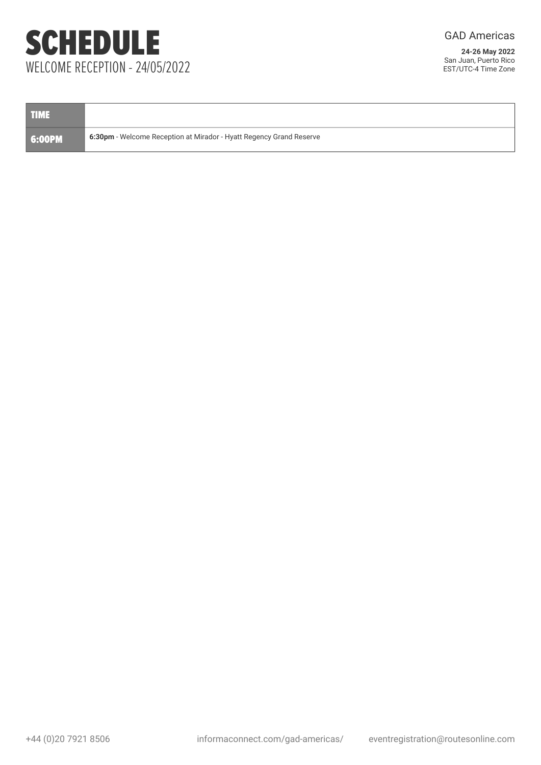# SCHEDULE

## WELCOME RECEPTION - 24/05/2022

GAD Americas

**24-26 May 2022**
San Juan, Puerto Rico
EST/UTC-4 Time Zone

| TIME | |
|---|---|
| 6:00PM | **6:30pm** - Welcome Reception at Mirador - Hyatt Regency Grand Reserve |

+44 (0)20 7921 8506 informaconnect.com/gad-americas/ eventregistration@routesonline.com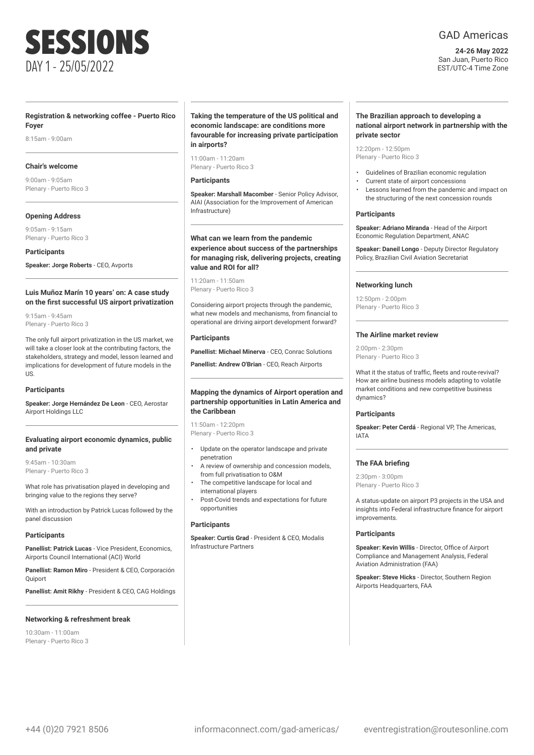# SESSIONS

DAY 1 - 25/05/2022

GAD Americas

**24-26 May 2022**
San Juan, Puerto Rico
EST/UTC-4 Time Zone

### Registration & networking coffee - Puerto Rico Foyer

8:15am - 9:00am

### Chair's welcome

9:00am - 9:05am
Plenary - Puerto Rico 3

### Opening Address

9:05am - 9:15am
Plenary - Puerto Rico 3

**Participants**

**Speaker: Jorge Roberts** - CEO, Avports

### Luis Muñoz Marín 10 years' on: A case study on the first successful US airport privatization

9:15am - 9:45am
Plenary - Puerto Rico 3

The only full airport privatization in the US market, we will take a closer look at the contributing factors, the stakeholders, strategy and model, lesson learned and implications for development of future models in the US.

**Participants**

**Speaker: Jorge Hernández De Leon** - CEO, Aerostar Airport Holdings LLC

### Evaluating airport economic dynamics, public and private

9:45am - 10:30am
Plenary - Puerto Rico 3

What role has privatisation played in developing and bringing value to the regions they serve?

With an introduction by Patrick Lucas followed by the panel discussion

**Participants**

**Panellist: Patrick Lucas** - Vice President, Economics, Airports Council International (ACI) World

**Panellist: Ramon Miro** - President & CEO, Corporación Quiport

**Panellist: Amit Rikhy** - President & CEO, CAG Holdings

### Networking & refreshment break

10:30am - 11:00am
Plenary - Puerto Rico 3

### Taking the temperature of the US political and economic landscape: are conditions more favourable for increasing private participation in airports?

11:00am - 11:20am
Plenary - Puerto Rico 3

**Participants**

**Speaker: Marshall Macomber** - Senior Policy Advisor, AIAI (Association for the Improvement of American Infrastructure)

### What can we learn from the pandemic experience about success of the partnerships for managing risk, delivering projects, creating value and ROI for all?

11:20am - 11:50am
Plenary - Puerto Rico 3

Considering airport projects through the pandemic, what new models and mechanisms, from financial to operational are driving airport development forward?

**Participants**

**Panellist: Michael Minerva** - CEO, Conrac Solutions

**Panellist: Andrew O'Brian** - CEO, Reach Airports

### Mapping the dynamics of Airport operation and partnership opportunities in Latin America and the Caribbean

11:50am - 12:20pm
Plenary - Puerto Rico 3

- Update on the operator landscape and private penetration
- A review of ownership and concession models, from full privatisation to O&M
- The competitive landscape for local and international players
- Post-Covid trends and expectations for future opportunities

**Participants**

**Speaker: Curtis Grad** - President & CEO, Modalis Infrastructure Partners

### The Brazilian approach to developing a national airport network in partnership with the private sector

12:20pm - 12:50pm
Plenary - Puerto Rico 3

- Guidelines of Brazilian economic regulation
- Current state of airport concessions
- Lessons learned from the pandemic and impact on the structuring of the next concession rounds

**Participants**

**Speaker: Adriano Miranda** - Head of the Airport Economic Regulation Department, ANAC

**Speaker: Daneil Longo** - Deputy Director Regulatory Policy, Brazilian Civil Aviation Secretariat

### Networking lunch

12:50pm - 2:00pm
Plenary - Puerto Rico 3

### The Airline market review

2:00pm - 2:30pm
Plenary - Puerto Rico 3

What it the status of traffic, fleets and route-revival? How are airline business models adapting to volatile market conditions and new competitive business dynamics?

**Participants**

**Speaker: Peter Cerdá** - Regional VP, The Americas, IATA

### The FAA briefing

2:30pm - 3:00pm
Plenary - Puerto Rico 3

A status-update on airport P3 projects in the USA and insights into Federal infrastructure finance for airport improvements.

**Participants**

**Speaker: Kevin Willis** - Director, Office of Airport Compliance and Management Analysis, Federal Aviation Administration (FAA)

**Speaker: Steve Hicks** - Director, Southern Region Airports Headquarters, FAA

+44 (0)20 7921 8506 informaconnect.com/gad-americas/ eventregistration@routesonline.com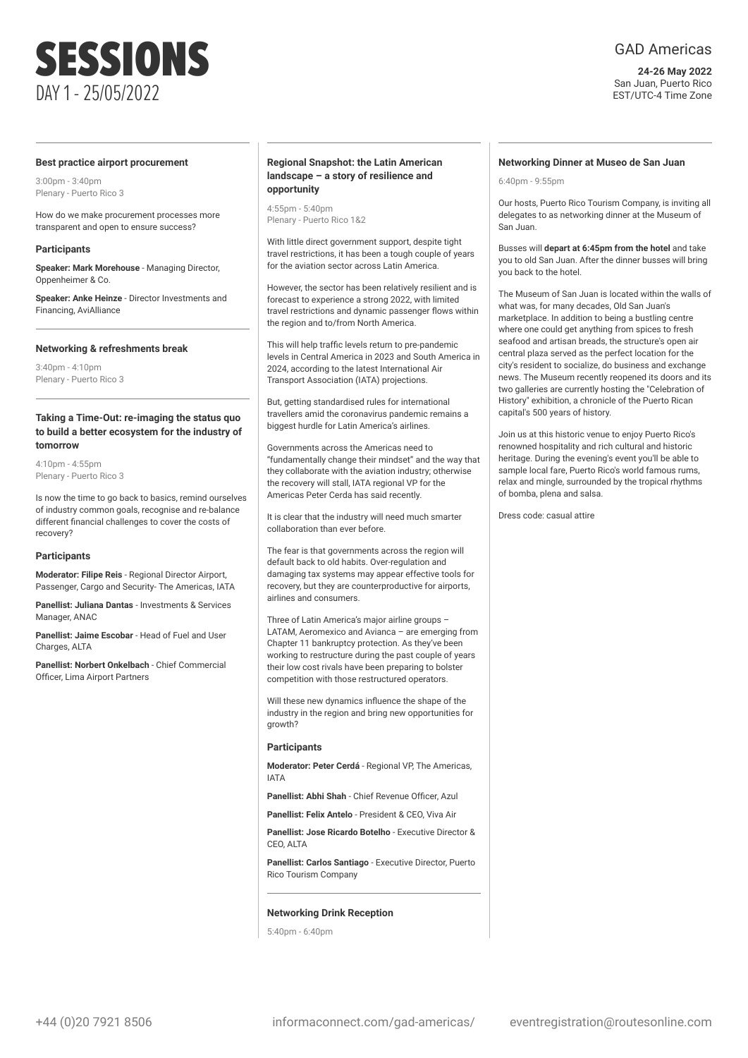# SESSIONS

DAY 1 - 25/05/2022

GAD Americas

**24-26 May 2022**
San Juan, Puerto Rico
EST/UTC-4 Time Zone

### Best practice airport procurement

3:00pm - 3:40pm
Plenary - Puerto Rico 3

How do we make procurement processes more transparent and open to ensure success?

#### Participants

**Speaker: Mark Morehouse** - Managing Director, Oppenheimer & Co.

**Speaker: Anke Heinze** - Director Investments and Financing, AviAlliance

### Networking & refreshments break

3:40pm - 4:10pm
Plenary - Puerto Rico 3

### Taking a Time-Out: re-imaging the status quo to build a better ecosystem for the industry of tomorrow

4:10pm - 4:55pm
Plenary - Puerto Rico 3

Is now the time to go back to basics, remind ourselves of industry common goals, recognise and re-balance different financial challenges to cover the costs of recovery?

#### Participants

**Moderator: Filipe Reis** - Regional Director Airport, Passenger, Cargo and Security- The Americas, IATA

**Panellist: Juliana Dantas** - Investments & Services Manager, ANAC

**Panellist: Jaime Escobar** - Head of Fuel and User Charges, ALTA

**Panellist: Norbert Onkelbach** - Chief Commercial Officer, Lima Airport Partners

### Regional Snapshot: the Latin American landscape – a story of resilience and opportunity

4:55pm - 5:40pm
Plenary - Puerto Rico 1&2

With little direct government support, despite tight travel restrictions, it has been a tough couple of years for the aviation sector across Latin America.

However, the sector has been relatively resilient and is forecast to experience a strong 2022, with limited travel restrictions and dynamic passenger flows within the region and to/from North America.

This will help traffic levels return to pre-pandemic levels in Central America in 2023 and South America in 2024, according to the latest International Air Transport Association (IATA) projections.

But, getting standardised rules for international travellers amid the coronavirus pandemic remains a biggest hurdle for Latin America's airlines.

Governments across the Americas need to "fundamentally change their mindset" and the way that they collaborate with the aviation industry; otherwise the recovery will stall, IATA regional VP for the Americas Peter Cerda has said recently.

It is clear that the industry will need much smarter collaboration than ever before.

The fear is that governments across the region will default back to old habits. Over-regulation and damaging tax systems may appear effective tools for recovery, but they are counterproductive for airports, airlines and consumers.

Three of Latin America's major airline groups – LATAM, Aeromexico and Avianca – are emerging from Chapter 11 bankruptcy protection. As they've been working to restructure during the past couple of years their low cost rivals have been preparing to bolster competition with those restructured operators.

Will these new dynamics influence the shape of the industry in the region and bring new opportunities for growth?

#### Participants

**Moderator: Peter Cerdá** - Regional VP, The Americas, IATA

**Panellist: Abhi Shah** - Chief Revenue Officer, Azul

**Panellist: Felix Antelo** - President & CEO, Viva Air

**Panellist: Jose Ricardo Botelho** - Executive Director & CEO, ALTA

**Panellist: Carlos Santiago** - Executive Director, Puerto Rico Tourism Company

### Networking Drink Reception

5:40pm - 6:40pm

### Networking Dinner at Museo de San Juan

6:40pm - 9:55pm

Our hosts, Puerto Rico Tourism Company, is inviting all delegates to as networking dinner at the Museum of San Juan.

Busses will **depart at 6:45pm from the hotel** and take you to old San Juan. After the dinner busses will bring you back to the hotel.

The Museum of San Juan is located within the walls of what was, for many decades, Old San Juan's marketplace. In addition to being a bustling centre where one could get anything from spices to fresh seafood and artisan breads, the structure's open air central plaza served as the perfect location for the city's resident to socialize, do business and exchange news. The Museum recently reopened its doors and its two galleries are currently hosting the "Celebration of History" exhibition, a chronicle of the Puerto Rican capital's 500 years of history.

Join us at this historic venue to enjoy Puerto Rico's renowned hospitality and rich cultural and historic heritage. During the evening's event you'll be able to sample local fare, Puerto Rico's world famous rums, relax and mingle, surrounded by the tropical rhythms of bomba, plena and salsa.

Dress code: casual attire

+44 (0)20 7921 8506 | informaconnect.com/gad-americas/ | eventregistration@routesonline.com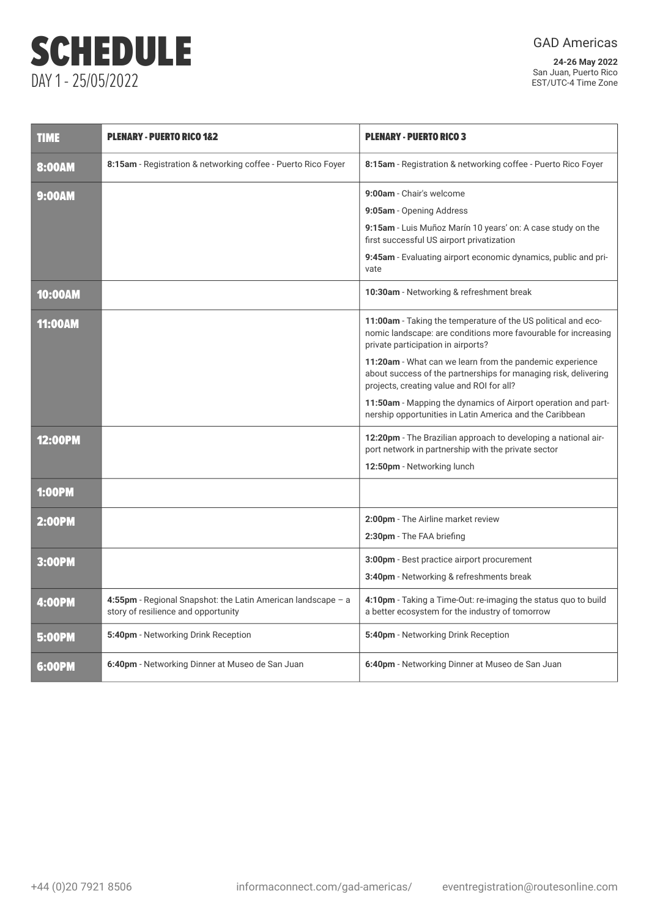# SCHEDULE

DAY 1 - 25/05/2022

GAD Americas

**24-26 May 2022**
San Juan, Puerto Rico
EST/UTC-4 Time Zone

| TIME | PLENARY - PUERTO RICO 1&2 | PLENARY - PUERTO RICO 3 |
|---|---|---|
| 8:00AM | **8:15am** - Registration & networking coffee - Puerto Rico Foyer | **8:15am** - Registration & networking coffee - Puerto Rico Foyer |
| 9:00AM | | **9:00am** - Chair's welcome<br>**9:05am** - Opening Address<br>**9:15am** - Luis Muñoz Marín 10 years' on: A case study on the first successful US airport privatization<br>**9:45am** - Evaluating airport economic dynamics, public and private |
| 10:00AM | | **10:30am** - Networking & refreshment break |
| 11:00AM | | **11:00am** - Taking the temperature of the US political and economic landscape: are conditions more favourable for increasing private participation in airports?<br>**11:20am** - What can we learn from the pandemic experience about success of the partnerships for managing risk, delivering projects, creating value and ROI for all?<br>**11:50am** - Mapping the dynamics of Airport operation and partnership opportunities in Latin America and the Caribbean |
| 12:00PM | | **12:20pm** - The Brazilian approach to developing a national airport network in partnership with the private sector<br>**12:50pm** - Networking lunch |
| 1:00PM | | |
| 2:00PM | | **2:00pm** - The Airline market review<br>**2:30pm** - The FAA briefing |
| 3:00PM | | **3:00pm** - Best practice airport procurement<br>**3:40pm** - Networking & refreshments break |
| 4:00PM | **4:55pm** - Regional Snapshot: the Latin American landscape – a story of resilience and opportunity | **4:10pm** - Taking a Time-Out: re-imaging the status quo to build a better ecosystem for the industry of tomorrow |
| 5:00PM | **5:40pm** - Networking Drink Reception | **5:40pm** - Networking Drink Reception |
| 6:00PM | **6:40pm** - Networking Dinner at Museo de San Juan | **6:40pm** - Networking Dinner at Museo de San Juan |

+44 (0)20 7921 8506 informaconnect.com/gad-americas/ eventregistration@routesonline.com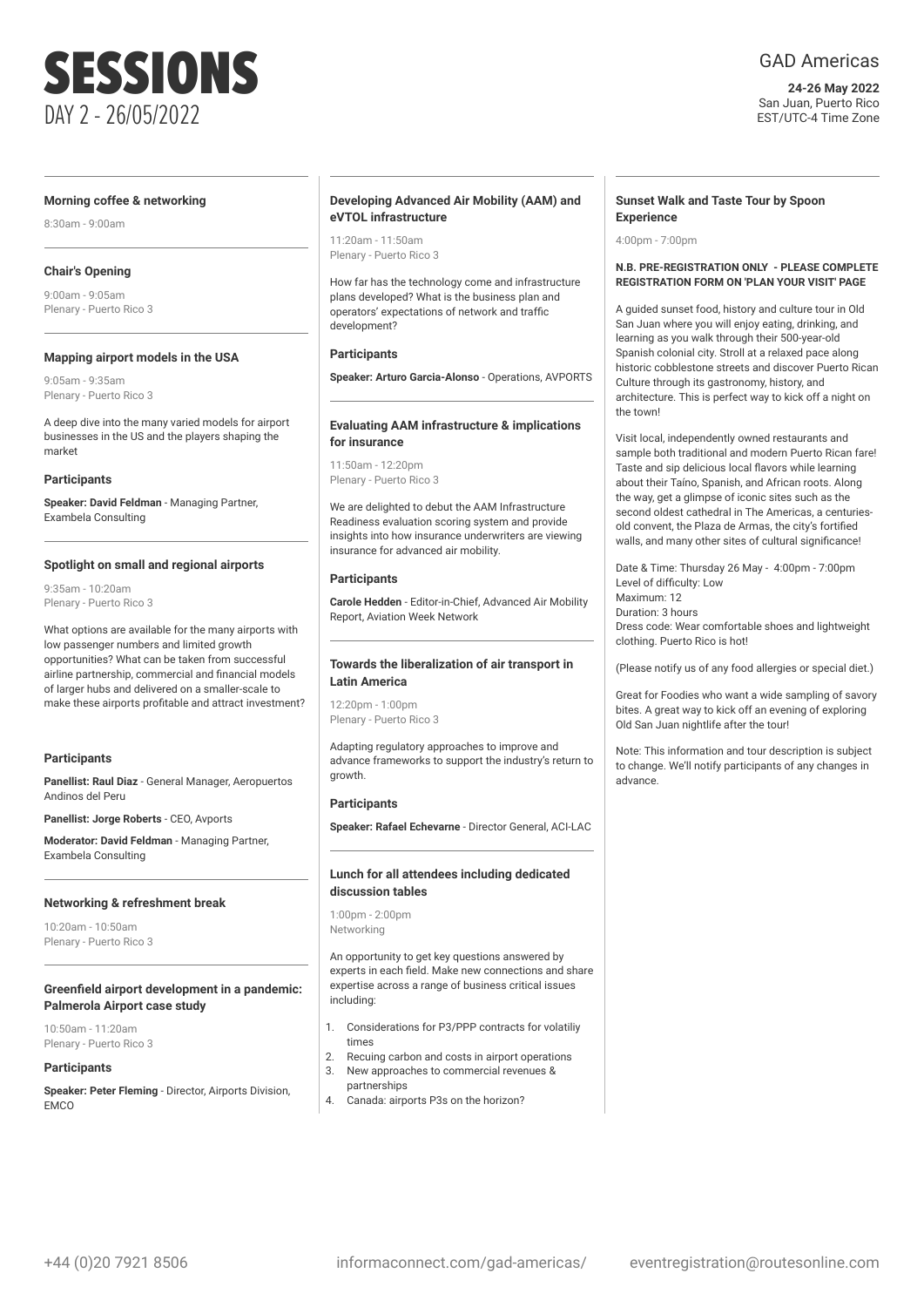# SESSIONS

DAY 2 - 26/05/2022

GAD Americas

**24-26 May 2022**
San Juan, Puerto Rico
EST/UTC-4 Time Zone

---

**Morning coffee & networking**

8:30am - 9:00am

---

**Chair's Opening**

9:00am - 9:05am
Plenary - Puerto Rico 3

---

**Mapping airport models in the USA**

9:05am - 9:35am
Plenary - Puerto Rico 3

A deep dive into the many varied models for airport businesses in the US and the players shaping the market

**Participants**

**Speaker: David Feldman** - Managing Partner, Exambela Consulting

---

**Spotlight on small and regional airports**

9:35am - 10:20am
Plenary - Puerto Rico 3

What options are available for the many airports with low passenger numbers and limited growth opportunities? What can be taken from successful airline partnership, commercial and financial models of larger hubs and delivered on a smaller-scale to make these airports profitable and attract investment?

**Participants**

**Panellist: Raul Diaz** - General Manager, Aeropuertos Andinos del Peru

**Panellist: Jorge Roberts** - CEO, Avports

**Moderator: David Feldman** - Managing Partner, Exambela Consulting

---

**Networking & refreshment break**

10:20am - 10:50am
Plenary - Puerto Rico 3

---

**Greenfield airport development in a pandemic: Palmerola Airport case study**

10:50am - 11:20am
Plenary - Puerto Rico 3

**Participants**

**Speaker: Peter Fleming** - Director, Airports Division, EMCO

---

**Developing Advanced Air Mobility (AAM) and eVTOL infrastructure**

11:20am - 11:50am
Plenary - Puerto Rico 3

How far has the technology come and infrastructure plans developed? What is the business plan and operators' expectations of network and traffic development?

**Participants**

**Speaker: Arturo Garcia-Alonso** - Operations, AVPORTS

---

**Evaluating AAM infrastructure & implications for insurance**

11:50am - 12:20pm
Plenary - Puerto Rico 3

We are delighted to debut the AAM Infrastructure Readiness evaluation scoring system and provide insights into how insurance underwriters are viewing insurance for advanced air mobility.

**Participants**

**Carole Hedden** - Editor-in-Chief, Advanced Air Mobility Report, Aviation Week Network

---

**Towards the liberalization of air transport in Latin America**

12:20pm - 1:00pm
Plenary - Puerto Rico 3

Adapting regulatory approaches to improve and advance frameworks to support the industry's return to growth.

**Participants**

**Speaker: Rafael Echevarne** - Director General, ACI-LAC

---

**Lunch for all attendees including dedicated discussion tables**

1:00pm - 2:00pm
Networking

An opportunity to get key questions answered by experts in each field. Make new connections and share expertise across a range of business critical issues including:

1. Considerations for P3/PPP contracts for volatiliy times
2. Recuing carbon and costs in airport operations
3. New approaches to commercial revenues & partnerships
4. Canada: airports P3s on the horizon?

---

**Sunset Walk and Taste Tour by Spoon Experience**

4:00pm - 7:00pm

**N.B. PRE-REGISTRATION ONLY - PLEASE COMPLETE REGISTRATION FORM ON 'PLAN YOUR VISIT' PAGE**

A guided sunset food, history and culture tour in Old San Juan where you will enjoy eating, drinking, and learning as you walk through their 500-year-old Spanish colonial city. Stroll at a relaxed pace along historic cobblestone streets and discover Puerto Rican Culture through its gastronomy, history, and architecture. This is perfect way to kick off a night on the town!

Visit local, independently owned restaurants and sample both traditional and modern Puerto Rican fare! Taste and sip delicious local flavors while learning about their Taíno, Spanish, and African roots. Along the way, get a glimpse of iconic sites such as the second oldest cathedral in The Americas, a centuries-old convent, the Plaza de Armas, the city's fortified walls, and many other sites of cultural significance!

Date & Time: Thursday 26 May - 4:00pm - 7:00pm
Level of difficulty: Low
Maximum: 12
Duration: 3 hours
Dress code: Wear comfortable shoes and lightweight clothing. Puerto Rico is hot!

(Please notify us of any food allergies or special diet.)

Great for Foodies who want a wide sampling of savory bites. A great way to kick off an evening of exploring Old San Juan nightlife after the tour!

Note: This information and tour description is subject to change. We'll notify participants of any changes in advance.

+44 (0)20 7921 8506 | informaconnect.com/gad-americas/ | eventregistration@routesonline.com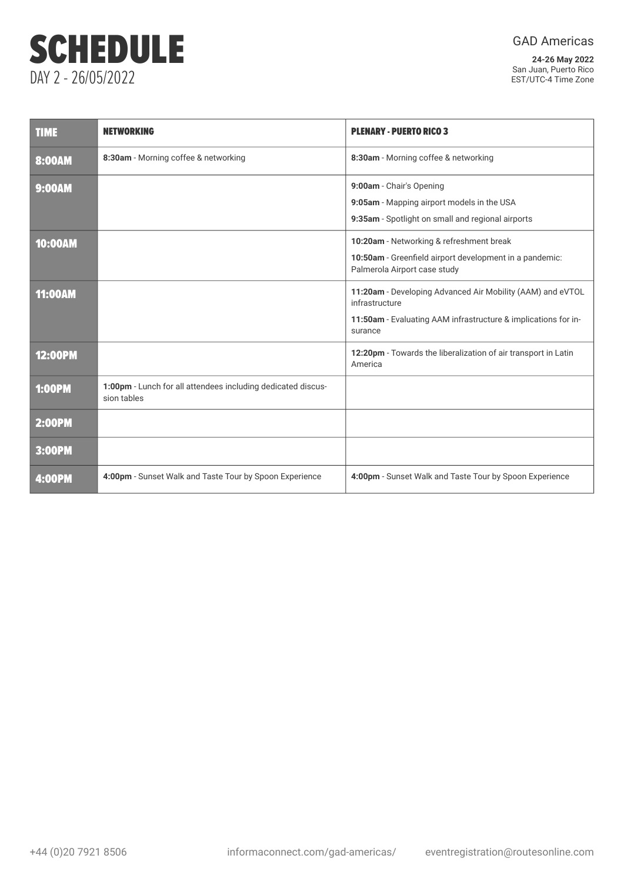# SCHEDULE

DAY 2 - 26/05/2022

GAD Americas

**24-26 May 2022**
San Juan, Puerto Rico
EST/UTC-4 Time Zone

| TIME | NETWORKING | PLENARY - PUERTO RICO 3 |
|---|---|---|
| 8:00AM | **8:30am** - Morning coffee & networking | **8:30am** - Morning coffee & networking |
| 9:00AM | | **9:00am** - Chair's Opening<br>**9:05am** - Mapping airport models in the USA<br>**9:35am** - Spotlight on small and regional airports |
| 10:00AM | | **10:20am** - Networking & refreshment break<br>**10:50am** - Greenfield airport development in a pandemic: Palmerola Airport case study |
| 11:00AM | | **11:20am** - Developing Advanced Air Mobility (AAM) and eVTOL infrastructure<br>**11:50am** - Evaluating AAM infrastructure & implications for insurance |
| 12:00PM | | **12:20pm** - Towards the liberalization of air transport in Latin America |
| 1:00PM | **1:00pm** - Lunch for all attendees including dedicated discussion tables | |
| 2:00PM | | |
| 3:00PM | | |
| 4:00PM | **4:00pm** - Sunset Walk and Taste Tour by Spoon Experience | **4:00pm** - Sunset Walk and Taste Tour by Spoon Experience |

+44 (0)20 7921 8506 informaconnect.com/gad-americas/ eventregistration@routesonline.com